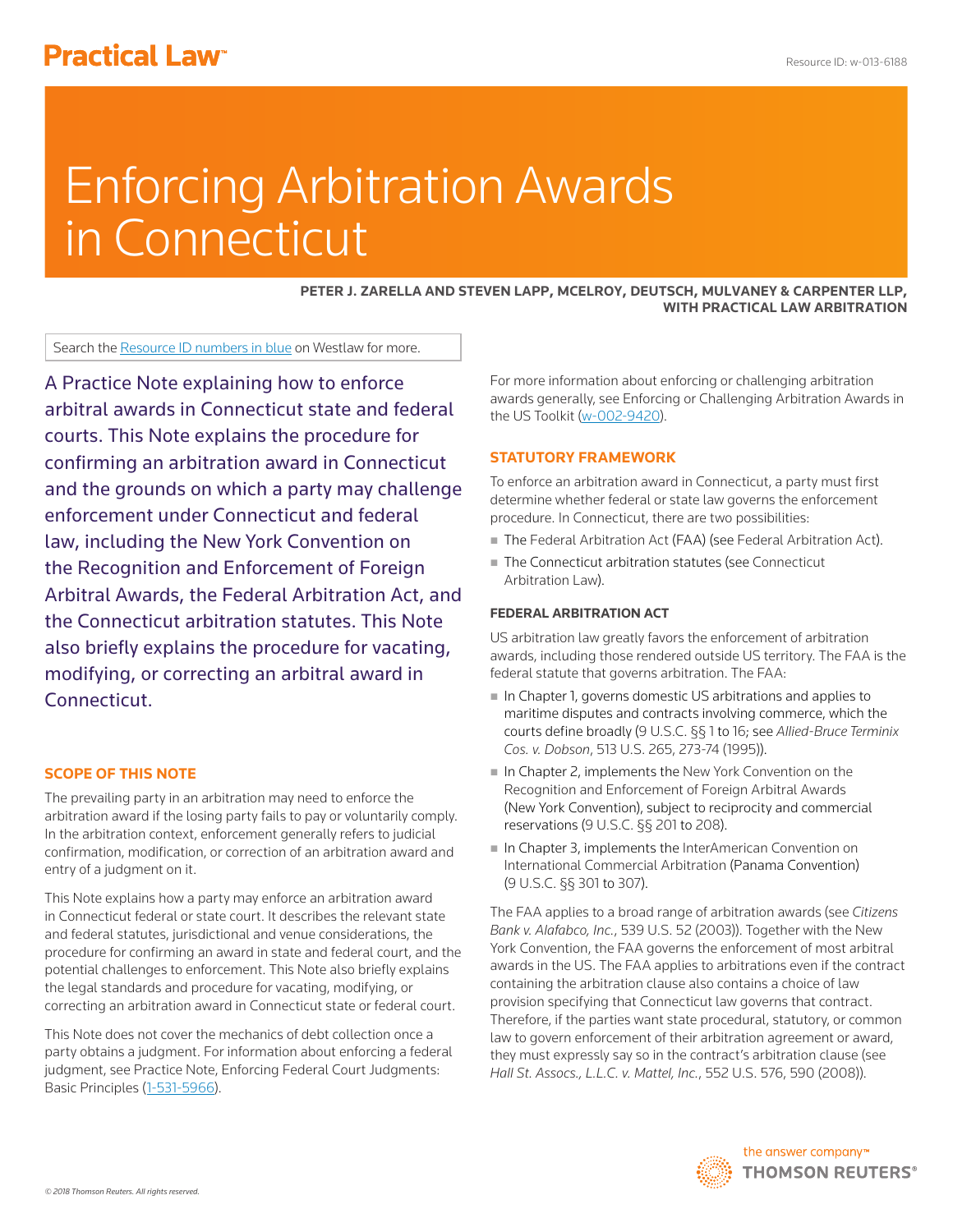Practical Law

Resource ID: w-013-6188

# Enforcing Arbitration Awards in Connecticut

**PETER J. ZARELLA AND STEVEN LAPP, MCELROY, DEUTSCH, MULVANEY & CARPENTER LLP, WITH PRACTICAL LAW ARBITRATION**

Search the Resource ID numbers in blue on Westlaw for more.

A Practice Note explaining how to enforce arbitral awards in Connecticut state and federal courts. This Note explains the procedure for confirming an arbitration award in Connecticut and the grounds on which a party may challenge enforcement under Connecticut and federal law, including the New York Convention on the Recognition and Enforcement of Foreign Arbitral Awards, the Federal Arbitration Act, and the Connecticut arbitration statutes. This Note also briefly explains the procedure for vacating, modifying, or correcting an arbitral award in Connecticut.

## SCOPE OF THIS NOTE

The prevailing party in an arbitration may need to enforce the arbitration award if the losing party fails to pay or voluntarily comply. In the arbitration context, enforcement generally refers to judicial confirmation, modification, or correction of an arbitration award and entry of a judgment on it.

This Note explains how a party may enforce an arbitration award in Connecticut federal or state court. It describes the relevant state and federal statutes, jurisdictional and venue considerations, the procedure for confirming an award in state and federal court, and the potential challenges to enforcement. This Note also briefly explains the legal standards and procedure for vacating, modifying, or correcting an arbitration award in Connecticut state or federal court.

This Note does not cover the mechanics of debt collection once a party obtains a judgment. For information about enforcing a federal judgment, see Practice Note, Enforcing Federal Court Judgments: Basic Principles (1-531-5966).

For more information about enforcing or challenging arbitration awards generally, see Enforcing or Challenging Arbitration Awards in the US Toolkit (w-002-9420).

## STATUTORY FRAMEWORK

To enforce an arbitration award in Connecticut, a party must first determine whether federal or state law governs the enforcement procedure. In Connecticut, there are two possibilities:

- The Federal Arbitration Act (FAA) (see Federal Arbitration Act).
- The Connecticut arbitration statutes (see Connecticut Arbitration Law).

### FEDERAL ARBITRATION ACT

US arbitration law greatly favors the enforcement of arbitration awards, including those rendered outside US territory. The FAA is the federal statute that governs arbitration. The FAA:

- In Chapter 1, governs domestic US arbitrations and applies to maritime disputes and contracts involving commerce, which the courts define broadly (9 U.S.C. §§ 1 to 16; see *Allied-Bruce Terminix Cos. v. Dobson*, 513 U.S. 265, 273-74 (1995)).
- In Chapter 2, implements the New York Convention on the Recognition and Enforcement of Foreign Arbitral Awards (New York Convention), subject to reciprocity and commercial reservations (9 U.S.C. §§ 201 to 208).
- In Chapter 3, implements the InterAmerican Convention on International Commercial Arbitration (Panama Convention) (9 U.S.C. §§ 301 to 307).

The FAA applies to a broad range of arbitration awards (see *Citizens Bank v. Alafabco, Inc.*, 539 U.S. 52 (2003)). Together with the New York Convention, the FAA governs the enforcement of most arbitral awards in the US. The FAA applies to arbitrations even if the contract containing the arbitration clause also contains a choice of law provision specifying that Connecticut law governs that contract. Therefore, if the parties want state procedural, statutory, or common law to govern enforcement of their arbitration agreement or award, they must expressly say so in the contract's arbitration clause (see *Hall St. Assocs., L.L.C. v. Mattel, Inc.*, 552 U.S. 576, 590 (2008)).

© 2018 Thomson Reuters. All rights reserved.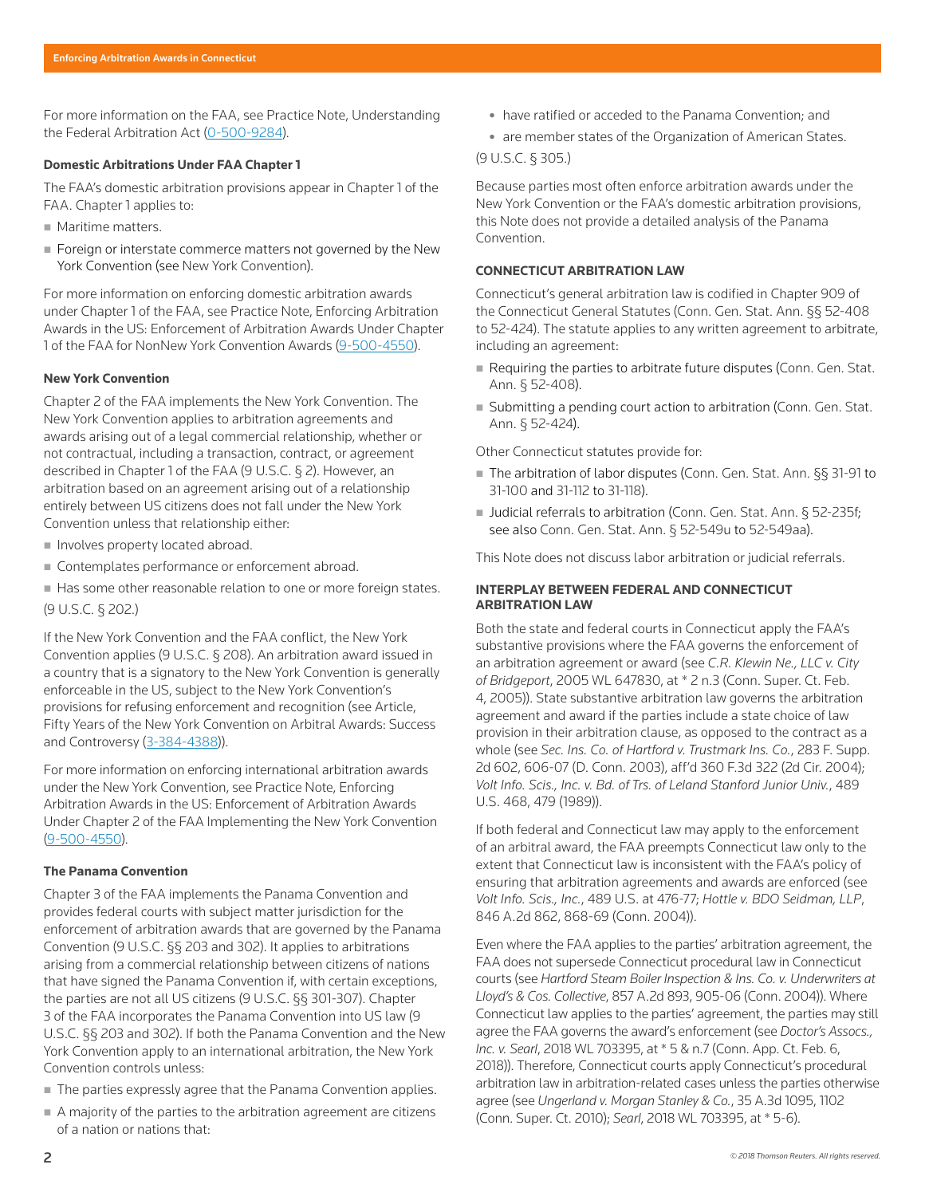For more information on the FAA, see Practice Note, Understanding the Federal Arbitration Act (0-500-9284).

#### Domestic Arbitrations Under FAA Chapter 1

The FAA's domestic arbitration provisions appear in Chapter 1 of the FAA. Chapter 1 applies to:

- Maritime matters.
- Foreign or interstate commerce matters not governed by the New York Convention (see New York Convention).

For more information on enforcing domestic arbitration awards under Chapter 1 of the FAA, see Practice Note, Enforcing Arbitration Awards in the US: Enforcement of Arbitration Awards Under Chapter 1 of the FAA for NonNew York Convention Awards (9-500-4550).

#### New York Convention

Chapter 2 of the FAA implements the New York Convention. The New York Convention applies to arbitration agreements and awards arising out of a legal commercial relationship, whether or not contractual, including a transaction, contract, or agreement described in Chapter 1 of the FAA (9 U.S.C. § 2). However, an arbitration based on an agreement arising out of a relationship entirely between US citizens does not fall under the New York Convention unless that relationship either:

- Involves property located abroad.
- Contemplates performance or enforcement abroad.
- Has some other reasonable relation to one or more foreign states.

(9 U.S.C. § 202.)

If the New York Convention and the FAA conflict, the New York Convention applies (9 U.S.C. § 208). An arbitration award issued in a country that is a signatory to the New York Convention is generally enforceable in the US, subject to the New York Convention's provisions for refusing enforcement and recognition (see Article, Fifty Years of the New York Convention on Arbitral Awards: Success and Controversy (3-384-4388)).

For more information on enforcing international arbitration awards under the New York Convention, see Practice Note, Enforcing Arbitration Awards in the US: Enforcement of Arbitration Awards Under Chapter 2 of the FAA Implementing the New York Convention (9-500-4550).

#### The Panama Convention

Chapter 3 of the FAA implements the Panama Convention and provides federal courts with subject matter jurisdiction for the enforcement of arbitration awards that are governed by the Panama Convention (9 U.S.C. §§ 203 and 302). It applies to arbitrations arising from a commercial relationship between citizens of nations that have signed the Panama Convention if, with certain exceptions, the parties are not all US citizens (9 U.S.C. §§ 301-307). Chapter 3 of the FAA incorporates the Panama Convention into US law (9 U.S.C. §§ 203 and 302). If both the Panama Convention and the New York Convention apply to an international arbitration, the New York Convention controls unless:

- The parties expressly agree that the Panama Convention applies.
- A majority of the parties to the arbitration agreement are citizens of a nation or nations that:
  - have ratified or acceded to the Panama Convention; and
  - are member states of the Organization of American States.

(9 U.S.C. § 305.)

Because parties most often enforce arbitration awards under the New York Convention or the FAA's domestic arbitration provisions, this Note does not provide a detailed analysis of the Panama Convention.

### CONNECTICUT ARBITRATION LAW

Connecticut's general arbitration law is codified in Chapter 909 of the Connecticut General Statutes (Conn. Gen. Stat. Ann. §§ 52-408 to 52-424). The statute applies to any written agreement to arbitrate, including an agreement:

- Requiring the parties to arbitrate future disputes (Conn. Gen. Stat. Ann. § 52-408).
- Submitting a pending court action to arbitration (Conn. Gen. Stat. Ann. § 52-424).

Other Connecticut statutes provide for:

- The arbitration of labor disputes (Conn. Gen. Stat. Ann. §§ 31-91 to 31-100 and 31-112 to 31-118).
- Judicial referrals to arbitration (Conn. Gen. Stat. Ann. § 52-235f; see also Conn. Gen. Stat. Ann. § 52-549u to 52-549aa).

This Note does not discuss labor arbitration or judicial referrals.

### INTERPLAY BETWEEN FEDERAL AND CONNECTICUT ARBITRATION LAW

Both the state and federal courts in Connecticut apply the FAA's substantive provisions where the FAA governs the enforcement of an arbitration agreement or award (see *C.R. Klewin Ne., LLC v. City of Bridgeport*, 2005 WL 647830, at * 2 n.3 (Conn. Super. Ct. Feb. 4, 2005)). State substantive arbitration law governs the arbitration agreement and award if the parties include a state choice of law provision in their arbitration clause, as opposed to the contract as a whole (see *Sec. Ins. Co. of Hartford v. Trustmark Ins. Co.*, 283 F. Supp. 2d 602, 606-07 (D. Conn. 2003), aff'd 360 F.3d 322 (2d Cir. 2004); *Volt Info. Scis., Inc. v. Bd. of Trs. of Leland Stanford Junior Univ.*, 489 U.S. 468, 479 (1989)).

If both federal and Connecticut law may apply to the enforcement of an arbitral award, the FAA preempts Connecticut law only to the extent that Connecticut law is inconsistent with the FAA's policy of ensuring that arbitration agreements and awards are enforced (see *Volt Info. Scis., Inc.*, 489 U.S. at 476-77; *Hottle v. BDO Seidman, LLP*, 846 A.2d 862, 868-69 (Conn. 2004)).

Even where the FAA applies to the parties' arbitration agreement, the FAA does not supersede Connecticut procedural law in Connecticut courts (see *Hartford Steam Boiler Inspection & Ins. Co. v. Underwriters at Lloyd's & Cos. Collective*, 857 A.2d 893, 905-06 (Conn. 2004)). Where Connecticut law applies to the parties' agreement, the parties may still agree the FAA governs the award's enforcement (see *Doctor's Assocs., Inc. v. Searl*, 2018 WL 703395, at * 5 & n.7 (Conn. App. Ct. Feb. 6, 2018)). Therefore, Connecticut courts apply Connecticut's procedural arbitration law in arbitration-related cases unless the parties otherwise agree (see *Ungerland v. Morgan Stanley & Co.*, 35 A.3d 1095, 1102 (Conn. Super. Ct. 2010); *Searl*, 2018 WL 703395, at * 5-6).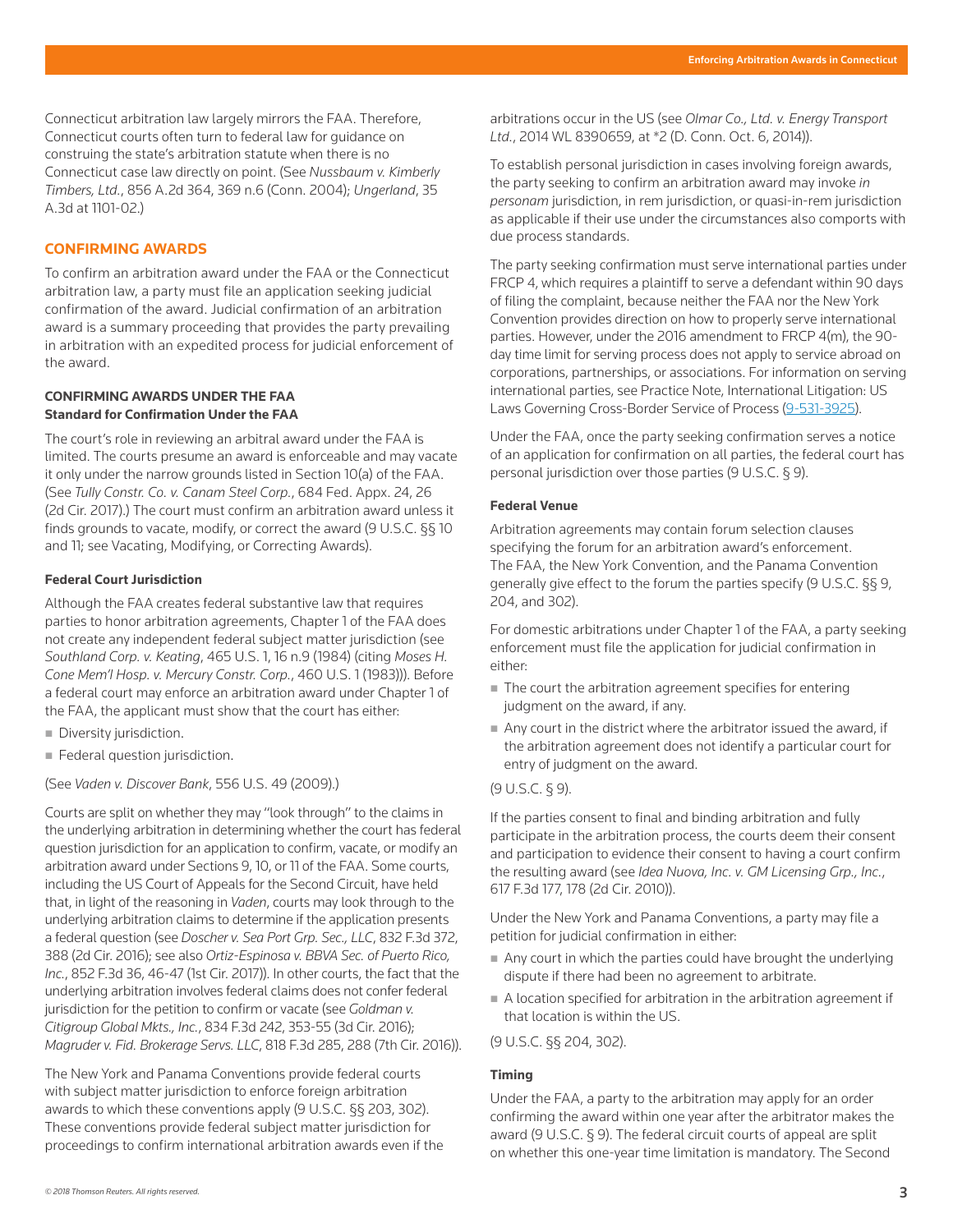Connecticut arbitration law largely mirrors the FAA. Therefore, Connecticut courts often turn to federal law for guidance on construing the state's arbitration statute when there is no Connecticut case law directly on point. (See *Nussbaum v. Kimberly Timbers, Ltd.*, 856 A.2d 364, 369 n.6 (Conn. 2004); *Ungerland*, 35 A.3d at 1101-02.)

## CONFIRMING AWARDS

To confirm an arbitration award under the FAA or the Connecticut arbitration law, a party must file an application seeking judicial confirmation of the award. Judicial confirmation of an arbitration award is a summary proceeding that provides the party prevailing in arbitration with an expedited process for judicial enforcement of the award.

### CONFIRMING AWARDS UNDER THE FAA

#### Standard for Confirmation Under the FAA

The court's role in reviewing an arbitral award under the FAA is limited. The courts presume an award is enforceable and may vacate it only under the narrow grounds listed in Section 10(a) of the FAA. (See *Tully Constr. Co. v. Canam Steel Corp.*, 684 Fed. Appx. 24, 26 (2d Cir. 2017).) The court must confirm an arbitration award unless it finds grounds to vacate, modify, or correct the award (9 U.S.C. §§ 10 and 11; see Vacating, Modifying, or Correcting Awards).

#### Federal Court Jurisdiction

Although the FAA creates federal substantive law that requires parties to honor arbitration agreements, Chapter 1 of the FAA does not create any independent federal subject matter jurisdiction (see *Southland Corp. v. Keating*, 465 U.S. 1, 16 n.9 (1984) (citing *Moses H. Cone Mem'l Hosp. v. Mercury Constr. Corp.*, 460 U.S. 1 (1983))). Before a federal court may enforce an arbitration award under Chapter 1 of the FAA, the applicant must show that the court has either:

- Diversity jurisdiction.
- Federal question jurisdiction.

(See *Vaden v. Discover Bank*, 556 U.S. 49 (2009).)

Courts are split on whether they may "look through" to the claims in the underlying arbitration in determining whether the court has federal question jurisdiction for an application to confirm, vacate, or modify an arbitration award under Sections 9, 10, or 11 of the FAA. Some courts, including the US Court of Appeals for the Second Circuit, have held that, in light of the reasoning in *Vaden*, courts may look through to the underlying arbitration claims to determine if the application presents a federal question (see *Doscher v. Sea Port Grp. Sec., LLC*, 832 F.3d 372, 388 (2d Cir. 2016); see also *Ortiz-Espinosa v. BBVA Sec. of Puerto Rico, Inc.*, 852 F.3d 36, 46-47 (1st Cir. 2017)). In other courts, the fact that the underlying arbitration involves federal claims does not confer federal jurisdiction for the petition to confirm or vacate (see *Goldman v. Citigroup Global Mkts., Inc.*, 834 F.3d 242, 353-55 (3d Cir. 2016); *Magruder v. Fid. Brokerage Servs. LLC*, 818 F.3d 285, 288 (7th Cir. 2016)).

The New York and Panama Conventions provide federal courts with subject matter jurisdiction to enforce foreign arbitration awards to which these conventions apply (9 U.S.C. §§ 203, 302). These conventions provide federal subject matter jurisdiction for proceedings to confirm international arbitration awards even if the arbitrations occur in the US (see *Olmar Co., Ltd. v. Energy Transport Ltd.*, 2014 WL 8390659, at *2 (D. Conn. Oct. 6, 2014)).

To establish personal jurisdiction in cases involving foreign awards, the party seeking to confirm an arbitration award may invoke *in personam* jurisdiction, in rem jurisdiction, or quasi-in-rem jurisdiction as applicable if their use under the circumstances also comports with due process standards.

The party seeking confirmation must serve international parties under FRCP 4, which requires a plaintiff to serve a defendant within 90 days of filing the complaint, because neither the FAA nor the New York Convention provides direction on how to properly serve international parties. However, under the 2016 amendment to FRCP 4(m), the 90-day time limit for serving process does not apply to service abroad on corporations, partnerships, or associations. For information on serving international parties, see Practice Note, International Litigation: US Laws Governing Cross-Border Service of Process (9-531-3925).

Under the FAA, once the party seeking confirmation serves a notice of an application for confirmation on all parties, the federal court has personal jurisdiction over those parties (9 U.S.C. § 9).

#### Federal Venue

Arbitration agreements may contain forum selection clauses specifying the forum for an arbitration award's enforcement. The FAA, the New York Convention, and the Panama Convention generally give effect to the forum the parties specify (9 U.S.C. §§ 9, 204, and 302).

For domestic arbitrations under Chapter 1 of the FAA, a party seeking enforcement must file the application for judicial confirmation in either:

- The court the arbitration agreement specifies for entering judgment on the award, if any.
- Any court in the district where the arbitrator issued the award, if the arbitration agreement does not identify a particular court for entry of judgment on the award.

(9 U.S.C. § 9).

If the parties consent to final and binding arbitration and fully participate in the arbitration process, the courts deem their consent and participation to evidence their consent to having a court confirm the resulting award (see *Idea Nuova, Inc. v. GM Licensing Grp., Inc.*, 617 F.3d 177, 178 (2d Cir. 2010)).

Under the New York and Panama Conventions, a party may file a petition for judicial confirmation in either:

- Any court in which the parties could have brought the underlying dispute if there had been no agreement to arbitrate.
- A location specified for arbitration in the arbitration agreement if that location is within the US.

(9 U.S.C. §§ 204, 302).

#### Timing

Under the FAA, a party to the arbitration may apply for an order confirming the award within one year after the arbitrator makes the award (9 U.S.C. § 9). The federal circuit courts of appeal are split on whether this one-year time limitation is mandatory. The Second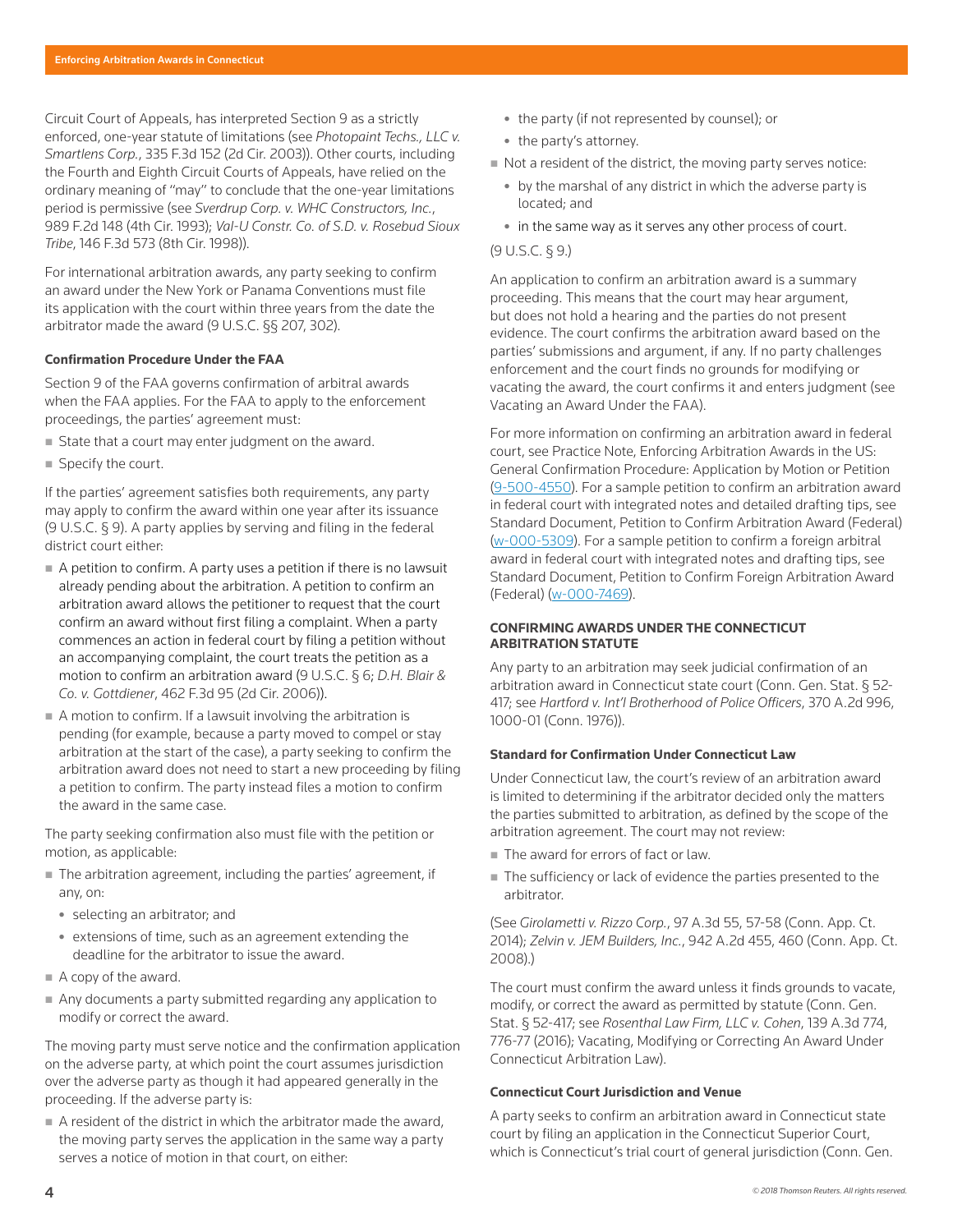Circuit Court of Appeals, has interpreted Section 9 as a strictly enforced, one-year statute of limitations (see *Photopaint Techs., LLC v. Smartlens Corp.*, 335 F.3d 152 (2d Cir. 2003)). Other courts, including the Fourth and Eighth Circuit Courts of Appeals, have relied on the ordinary meaning of "may" to conclude that the one-year limitations period is permissive (see *Sverdrup Corp. v. WHC Constructors, Inc.*, 989 F.2d 148 (4th Cir. 1993); *Val-U Constr. Co. of S.D. v. Rosebud Sioux Tribe*, 146 F.3d 573 (8th Cir. 1998)).

For international arbitration awards, any party seeking to confirm an award under the New York or Panama Conventions must file its application with the court within three years from the date the arbitrator made the award (9 U.S.C. §§ 207, 302).

#### Confirmation Procedure Under the FAA

Section 9 of the FAA governs confirmation of arbitral awards when the FAA applies. For the FAA to apply to the enforcement proceedings, the parties' agreement must:

- State that a court may enter judgment on the award.
- Specify the court.

If the parties' agreement satisfies both requirements, any party may apply to confirm the award within one year after its issuance (9 U.S.C. § 9). A party applies by serving and filing in the federal district court either:

- A petition to confirm. A party uses a petition if there is no lawsuit already pending about the arbitration. A petition to confirm an arbitration award allows the petitioner to request that the court confirm an award without first filing a complaint. When a party commences an action in federal court by filing a petition without an accompanying complaint, the court treats the petition as a motion to confirm an arbitration award (9 U.S.C. § 6; *D.H. Blair & Co. v. Gottdiener*, 462 F.3d 95 (2d Cir. 2006)).
- A motion to confirm. If a lawsuit involving the arbitration is pending (for example, because a party moved to compel or stay arbitration at the start of the case), a party seeking to confirm the arbitration award does not need to start a new proceeding by filing a petition to confirm. The party instead files a motion to confirm the award in the same case.

The party seeking confirmation also must file with the petition or motion, as applicable:

- The arbitration agreement, including the parties' agreement, if any, on:
  - selecting an arbitrator; and
  - extensions of time, such as an agreement extending the deadline for the arbitrator to issue the award.
- A copy of the award.
- Any documents a party submitted regarding any application to modify or correct the award.

The moving party must serve notice and the confirmation application on the adverse party, at which point the court assumes jurisdiction over the adverse party as though it had appeared generally in the proceeding. If the adverse party is:

- A resident of the district in which the arbitrator made the award, the moving party serves the application in the same way a party serves a notice of motion in that court, on either:
  - the party (if not represented by counsel); or
  - the party's attorney.
- Not a resident of the district, the moving party serves notice:
  - by the marshal of any district in which the adverse party is located; and
  - in the same way as it serves any other process of court.

(9 U.S.C. § 9.)

An application to confirm an arbitration award is a summary proceeding. This means that the court may hear argument, but does not hold a hearing and the parties do not present evidence. The court confirms the arbitration award based on the parties' submissions and argument, if any. If no party challenges enforcement and the court finds no grounds for modifying or vacating the award, the court confirms it and enters judgment (see Vacating an Award Under the FAA).

For more information on confirming an arbitration award in federal court, see Practice Note, Enforcing Arbitration Awards in the US: General Confirmation Procedure: Application by Motion or Petition (9-500-4550). For a sample petition to confirm an arbitration award in federal court with integrated notes and detailed drafting tips, see Standard Document, Petition to Confirm Arbitration Award (Federal) (w-000-5309). For a sample petition to confirm a foreign arbitral award in federal court with integrated notes and drafting tips, see Standard Document, Petition to Confirm Foreign Arbitration Award (Federal) (w-000-7469).

### CONFIRMING AWARDS UNDER THE CONNECTICUT ARBITRATION STATUTE

Any party to an arbitration may seek judicial confirmation of an arbitration award in Connecticut state court (Conn. Gen. Stat. § 52-417; see *Hartford v. Int'l Brotherhood of Police Officers*, 370 A.2d 996, 1000-01 (Conn. 1976)).

#### Standard for Confirmation Under Connecticut Law

Under Connecticut law, the court's review of an arbitration award is limited to determining if the arbitrator decided only the matters the parties submitted to arbitration, as defined by the scope of the arbitration agreement. The court may not review:

- The award for errors of fact or law.
- The sufficiency or lack of evidence the parties presented to the arbitrator.

(See *Girolametti v. Rizzo Corp.*, 97 A.3d 55, 57-58 (Conn. App. Ct. 2014); *Zelvin v. JEM Builders, Inc.*, 942 A.2d 455, 460 (Conn. App. Ct. 2008).)

The court must confirm the award unless it finds grounds to vacate, modify, or correct the award as permitted by statute (Conn. Gen. Stat. § 52-417; see *Rosenthal Law Firm, LLC v. Cohen*, 139 A.3d 774, 776-77 (2016); Vacating, Modifying or Correcting An Award Under Connecticut Arbitration Law).

#### Connecticut Court Jurisdiction and Venue

A party seeks to confirm an arbitration award in Connecticut state court by filing an application in the Connecticut Superior Court, which is Connecticut's trial court of general jurisdiction (Conn. Gen.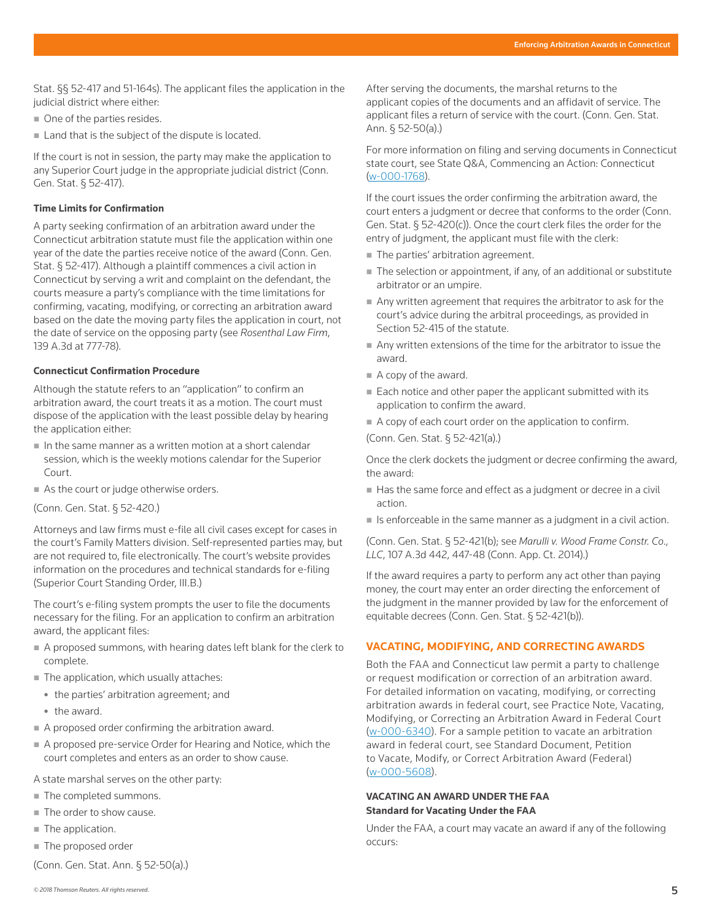Stat. §§ 52-417 and 51-164s). The applicant files the application in the judicial district where either:

- One of the parties resides.
- Land that is the subject of the dispute is located.

If the court is not in session, the party may make the application to any Superior Court judge in the appropriate judicial district (Conn. Gen. Stat. § 52-417).

#### Time Limits for Confirmation

A party seeking confirmation of an arbitration award under the Connecticut arbitration statute must file the application within one year of the date the parties receive notice of the award (Conn. Gen. Stat. § 52-417). Although a plaintiff commences a civil action in Connecticut by serving a writ and complaint on the defendant, the courts measure a party's compliance with the time limitations for confirming, vacating, modifying, or correcting an arbitration award based on the date the moving party files the application in court, not the date of service on the opposing party (see *Rosenthal Law Firm*, 139 A.3d at 777-78).

#### Connecticut Confirmation Procedure

Although the statute refers to an "application" to confirm an arbitration award, the court treats it as a motion. The court must dispose of the application with the least possible delay by hearing the application either:

- In the same manner as a written motion at a short calendar session, which is the weekly motions calendar for the Superior Court.
- As the court or judge otherwise orders.

(Conn. Gen. Stat. § 52-420.)

Attorneys and law firms must e-file all civil cases except for cases in the court's Family Matters division. Self-represented parties may, but are not required to, file electronically. The court's website provides information on the procedures and technical standards for e-filing (Superior Court Standing Order, III.B.)

The court's e-filing system prompts the user to file the documents necessary for the filing. For an application to confirm an arbitration award, the applicant files:

- A proposed summons, with hearing dates left blank for the clerk to complete.
- The application, which usually attaches:
  - the parties' arbitration agreement; and
  - the award.
- A proposed order confirming the arbitration award.
- A proposed pre-service Order for Hearing and Notice, which the court completes and enters as an order to show cause.

A state marshal serves on the other party:

- The completed summons.
- The order to show cause.
- The application.
- The proposed order

(Conn. Gen. Stat. Ann. § 52-50(a).)

After serving the documents, the marshal returns to the applicant copies of the documents and an affidavit of service. The applicant files a return of service with the court. (Conn. Gen. Stat. Ann. § 52-50(a).)

For more information on filing and serving documents in Connecticut state court, see State Q&A, Commencing an Action: Connecticut (w-000-1768).

If the court issues the order confirming the arbitration award, the court enters a judgment or decree that conforms to the order (Conn. Gen. Stat. § 52-420(c)). Once the court clerk files the order for the entry of judgment, the applicant must file with the clerk:

- The parties' arbitration agreement.
- The selection or appointment, if any, of an additional or substitute arbitrator or an umpire.
- Any written agreement that requires the arbitrator to ask for the court's advice during the arbitral proceedings, as provided in Section 52-415 of the statute.
- Any written extensions of the time for the arbitrator to issue the award.
- A copy of the award.
- Each notice and other paper the applicant submitted with its application to confirm the award.
- A copy of each court order on the application to confirm.

(Conn. Gen. Stat. § 52-421(a).)

Once the clerk dockets the judgment or decree confirming the award, the award:

- Has the same force and effect as a judgment or decree in a civil action.
- Is enforceable in the same manner as a judgment in a civil action.

(Conn. Gen. Stat. § 52-421(b); see *Marulli v. Wood Frame Constr. Co., LLC*, 107 A.3d 442, 447-48 (Conn. App. Ct. 2014).)

If the award requires a party to perform any act other than paying money, the court may enter an order directing the enforcement of the judgment in the manner provided by law for the enforcement of equitable decrees (Conn. Gen. Stat. § 52-421(b)).

## VACATING, MODIFYING, AND CORRECTING AWARDS

Both the FAA and Connecticut law permit a party to challenge or request modification or correction of an arbitration award. For detailed information on vacating, modifying, or correcting arbitration awards in federal court, see Practice Note, Vacating, Modifying, or Correcting an Arbitration Award in Federal Court (w-000-6340). For a sample petition to vacate an arbitration award in federal court, see Standard Document, Petition to Vacate, Modify, or Correct Arbitration Award (Federal) (w-000-5608).

### VACATING AN AWARD UNDER THE FAA

#### Standard for Vacating Under the FAA

Under the FAA, a court may vacate an award if any of the following occurs: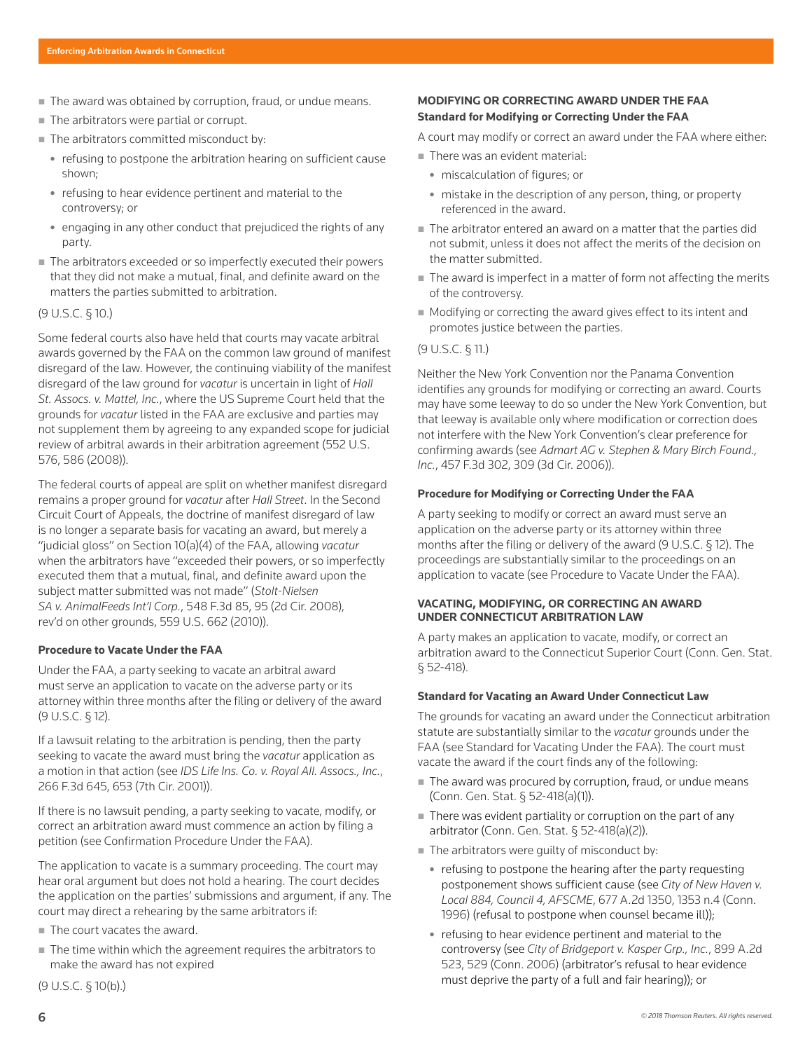- The award was obtained by corruption, fraud, or undue means.
- The arbitrators were partial or corrupt.
- The arbitrators committed misconduct by:
  - refusing to postpone the arbitration hearing on sufficient cause shown;
  - refusing to hear evidence pertinent and material to the controversy; or
  - engaging in any other conduct that prejudiced the rights of any party.
- The arbitrators exceeded or so imperfectly executed their powers that they did not make a mutual, final, and definite award on the matters the parties submitted to arbitration.

(9 U.S.C. § 10.)

Some federal courts also have held that courts may vacate arbitral awards governed by the FAA on the common law ground of manifest disregard of the law. However, the continuing viability of the manifest disregard of the law ground for *vacatur* is uncertain in light of *Hall St. Assocs. v. Mattel, Inc.*, where the US Supreme Court held that the grounds for *vacatur* listed in the FAA are exclusive and parties may not supplement them by agreeing to any expanded scope for judicial review of arbitral awards in their arbitration agreement (552 U.S. 576, 586 (2008)).

The federal courts of appeal are split on whether manifest disregard remains a proper ground for *vacatur* after *Hall Street*. In the Second Circuit Court of Appeals, the doctrine of manifest disregard of law is no longer a separate basis for vacating an award, but merely a "judicial gloss" on Section 10(a)(4) of the FAA, allowing *vacatur* when the arbitrators have "exceeded their powers, or so imperfectly executed them that a mutual, final, and definite award upon the subject matter submitted was not made" (*Stolt-Nielsen SA v. AnimalFeeds Int'l Corp.*, 548 F.3d 85, 95 (2d Cir. 2008), rev'd on other grounds, 559 U.S. 662 (2010)).

**Procedure to Vacate Under the FAA**

Under the FAA, a party seeking to vacate an arbitral award must serve an application to vacate on the adverse party or its attorney within three months after the filing or delivery of the award (9 U.S.C. § 12).

If a lawsuit relating to the arbitration is pending, then the party seeking to vacate the award must bring the *vacatur* application as a motion in that action (see *IDS Life Ins. Co. v. Royal All. Assocs., Inc.*, 266 F.3d 645, 653 (7th Cir. 2001)).

If there is no lawsuit pending, a party seeking to vacate, modify, or correct an arbitration award must commence an action by filing a petition (see Confirmation Procedure Under the FAA).

The application to vacate is a summary proceeding. The court may hear oral argument but does not hold a hearing. The court decides the application on the parties' submissions and argument, if any. The court may direct a rehearing by the same arbitrators if:

- The court vacates the award.
- The time within which the agreement requires the arbitrators to make the award has not expired

(9 U.S.C. § 10(b).)

**MODIFYING OR CORRECTING AWARD UNDER THE FAA**
**Standard for Modifying or Correcting Under the FAA**

A court may modify or correct an award under the FAA where either:

- There was an evident material:
  - miscalculation of figures; or
  - mistake in the description of any person, thing, or property referenced in the award.
- The arbitrator entered an award on a matter that the parties did not submit, unless it does not affect the merits of the decision on the matter submitted.
- The award is imperfect in a matter of form not affecting the merits of the controversy.
- Modifying or correcting the award gives effect to its intent and promotes justice between the parties.

(9 U.S.C. § 11.)

Neither the New York Convention nor the Panama Convention identifies any grounds for modifying or correcting an award. Courts may have some leeway to do so under the New York Convention, but that leeway is available only where modification or correction does not interfere with the New York Convention's clear preference for confirming awards (see *Admart AG v. Stephen & Mary Birch Found., Inc.*, 457 F.3d 302, 309 (3d Cir. 2006)).

**Procedure for Modifying or Correcting Under the FAA**

A party seeking to modify or correct an award must serve an application on the adverse party or its attorney within three months after the filing or delivery of the award (9 U.S.C. § 12). The proceedings are substantially similar to the proceedings on an application to vacate (see Procedure to Vacate Under the FAA).

**VACATING, MODIFYING, OR CORRECTING AN AWARD UNDER CONNECTICUT ARBITRATION LAW**

A party makes an application to vacate, modify, or correct an arbitration award to the Connecticut Superior Court (Conn. Gen. Stat. § 52-418).

**Standard for Vacating an Award Under Connecticut Law**

The grounds for vacating an award under the Connecticut arbitration statute are substantially similar to the *vacatur* grounds under the FAA (see Standard for Vacating Under the FAA). The court must vacate the award if the court finds any of the following:

- The award was procured by corruption, fraud, or undue means (Conn. Gen. Stat. § 52-418(a)(1)).
- There was evident partiality or corruption on the part of any arbitrator (Conn. Gen. Stat. § 52-418(a)(2)).
- The arbitrators were guilty of misconduct by:
  - refusing to postpone the hearing after the party requesting postponement shows sufficient cause (see *City of New Haven v. Local 884, Council 4, AFSCME*, 677 A.2d 1350, 1353 n.4 (Conn. 1996) (refusal to postpone when counsel became ill));
  - refusing to hear evidence pertinent and material to the controversy (see *City of Bridgeport v. Kasper Grp., Inc.*, 899 A.2d 523, 529 (Conn. 2006) (arbitrator's refusal to hear evidence must deprive the party of a full and fair hearing)); or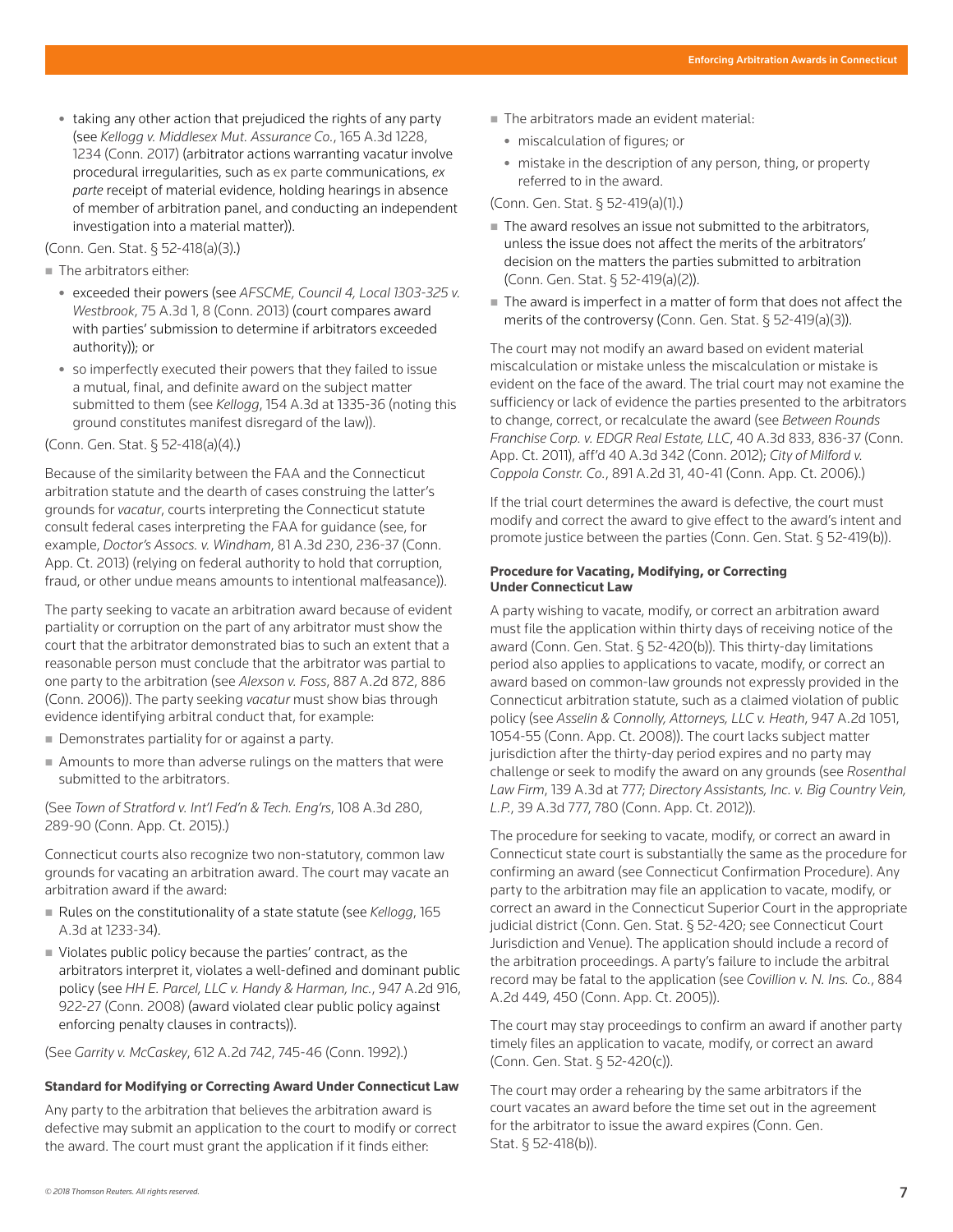- taking any other action that prejudiced the rights of any party (see *Kellogg v. Middlesex Mut. Assurance Co.*, 165 A.3d 1228, 1234 (Conn. 2017) (arbitrator actions warranting vacatur involve procedural irregularities, such as ex parte communications, *ex parte* receipt of material evidence, holding hearings in absence of member of arbitration panel, and conducting an independent investigation into a material matter)).

(Conn. Gen. Stat. § 52-418(a)(3).)

- The arbitrators either:
  - exceeded their powers (see *AFSCME, Council 4, Local 1303-325 v. Westbrook*, 75 A.3d 1, 8 (Conn. 2013) (court compares award with parties' submission to determine if arbitrators exceeded authority)); or
  - so imperfectly executed their powers that they failed to issue a mutual, final, and definite award on the subject matter submitted to them (see *Kellogg*, 154 A.3d at 1335-36 (noting this ground constitutes manifest disregard of the law)).

(Conn. Gen. Stat. § 52-418(a)(4).)

Because of the similarity between the FAA and the Connecticut arbitration statute and the dearth of cases construing the latter's grounds for *vacatur*, courts interpreting the Connecticut statute consult federal cases interpreting the FAA for guidance (see, for example, *Doctor's Assocs. v. Windham*, 81 A.3d 230, 236-37 (Conn. App. Ct. 2013) (relying on federal authority to hold that corruption, fraud, or other undue means amounts to intentional malfeasance)).

The party seeking to vacate an arbitration award because of evident partiality or corruption on the part of any arbitrator must show the court that the arbitrator demonstrated bias to such an extent that a reasonable person must conclude that the arbitrator was partial to one party to the arbitration (see *Alexson v. Foss*, 887 A.2d 872, 886 (Conn. 2006)). The party seeking *vacatur* must show bias through evidence identifying arbitral conduct that, for example:

- Demonstrates partiality for or against a party.
- Amounts to more than adverse rulings on the matters that were submitted to the arbitrators.

(See *Town of Stratford v. Int'l Fed'n & Tech. Eng'rs*, 108 A.3d 280, 289-90 (Conn. App. Ct. 2015).)

Connecticut courts also recognize two non-statutory, common law grounds for vacating an arbitration award. The court may vacate an arbitration award if the award:

- Rules on the constitutionality of a state statute (see *Kellogg*, 165 A.3d at 1233-34).
- Violates public policy because the parties' contract, as the arbitrators interpret it, violates a well-defined and dominant public policy (see *HH E. Parcel, LLC v. Handy & Harman, Inc.*, 947 A.2d 916, 922-27 (Conn. 2008) (award violated clear public policy against enforcing penalty clauses in contracts)).

(See *Garrity v. McCaskey*, 612 A.2d 742, 745-46 (Conn. 1992).)

**Standard for Modifying or Correcting Award Under Connecticut Law**

Any party to the arbitration that believes the arbitration award is defective may submit an application to the court to modify or correct the award. The court must grant the application if it finds either:

- The arbitrators made an evident material:
  - miscalculation of figures; or
  - mistake in the description of any person, thing, or property referred to in the award.

(Conn. Gen. Stat. § 52-419(a)(1).)

- The award resolves an issue not submitted to the arbitrators, unless the issue does not affect the merits of the arbitrators' decision on the matters the parties submitted to arbitration (Conn. Gen. Stat. § 52-419(a)(2)).
- The award is imperfect in a matter of form that does not affect the merits of the controversy (Conn. Gen. Stat. § 52-419(a)(3)).

The court may not modify an award based on evident material miscalculation or mistake unless the miscalculation or mistake is evident on the face of the award. The trial court may not examine the sufficiency or lack of evidence the parties presented to the arbitrators to change, correct, or recalculate the award (see *Between Rounds Franchise Corp. v. EDGR Real Estate, LLC*, 40 A.3d 833, 836-37 (Conn. App. Ct. 2011), aff'd 40 A.3d 342 (Conn. 2012); *City of Milford v. Coppola Constr. Co.*, 891 A.2d 31, 40-41 (Conn. App. Ct. 2006).)

If the trial court determines the award is defective, the court must modify and correct the award to give effect to the award's intent and promote justice between the parties (Conn. Gen. Stat. § 52-419(b)).

**Procedure for Vacating, Modifying, or Correcting Under Connecticut Law**

A party wishing to vacate, modify, or correct an arbitration award must file the application within thirty days of receiving notice of the award (Conn. Gen. Stat. § 52-420(b)). This thirty-day limitations period also applies to applications to vacate, modify, or correct an award based on common-law grounds not expressly provided in the Connecticut arbitration statute, such as a claimed violation of public policy (see *Asselin & Connolly, Attorneys, LLC v. Heath*, 947 A.2d 1051, 1054-55 (Conn. App. Ct. 2008)). The court lacks subject matter jurisdiction after the thirty-day period expires and no party may challenge or seek to modify the award on any grounds (see *Rosenthal Law Firm*, 139 A.3d at 777; *Directory Assistants, Inc. v. Big Country Vein, L.P.*, 39 A.3d 777, 780 (Conn. App. Ct. 2012)).

The procedure for seeking to vacate, modify, or correct an award in Connecticut state court is substantially the same as the procedure for confirming an award (see Connecticut Confirmation Procedure). Any party to the arbitration may file an application to vacate, modify, or correct an award in the Connecticut Superior Court in the appropriate judicial district (Conn. Gen. Stat. § 52-420; see Connecticut Court Jurisdiction and Venue). The application should include a record of the arbitration proceedings. A party's failure to include the arbitral record may be fatal to the application (see *Covillion v. N. Ins. Co.*, 884 A.2d 449, 450 (Conn. App. Ct. 2005)).

The court may stay proceedings to confirm an award if another party timely files an application to vacate, modify, or correct an award (Conn. Gen. Stat. § 52-420(c)).

The court may order a rehearing by the same arbitrators if the court vacates an award before the time set out in the agreement for the arbitrator to issue the award expires (Conn. Gen. Stat. § 52-418(b)).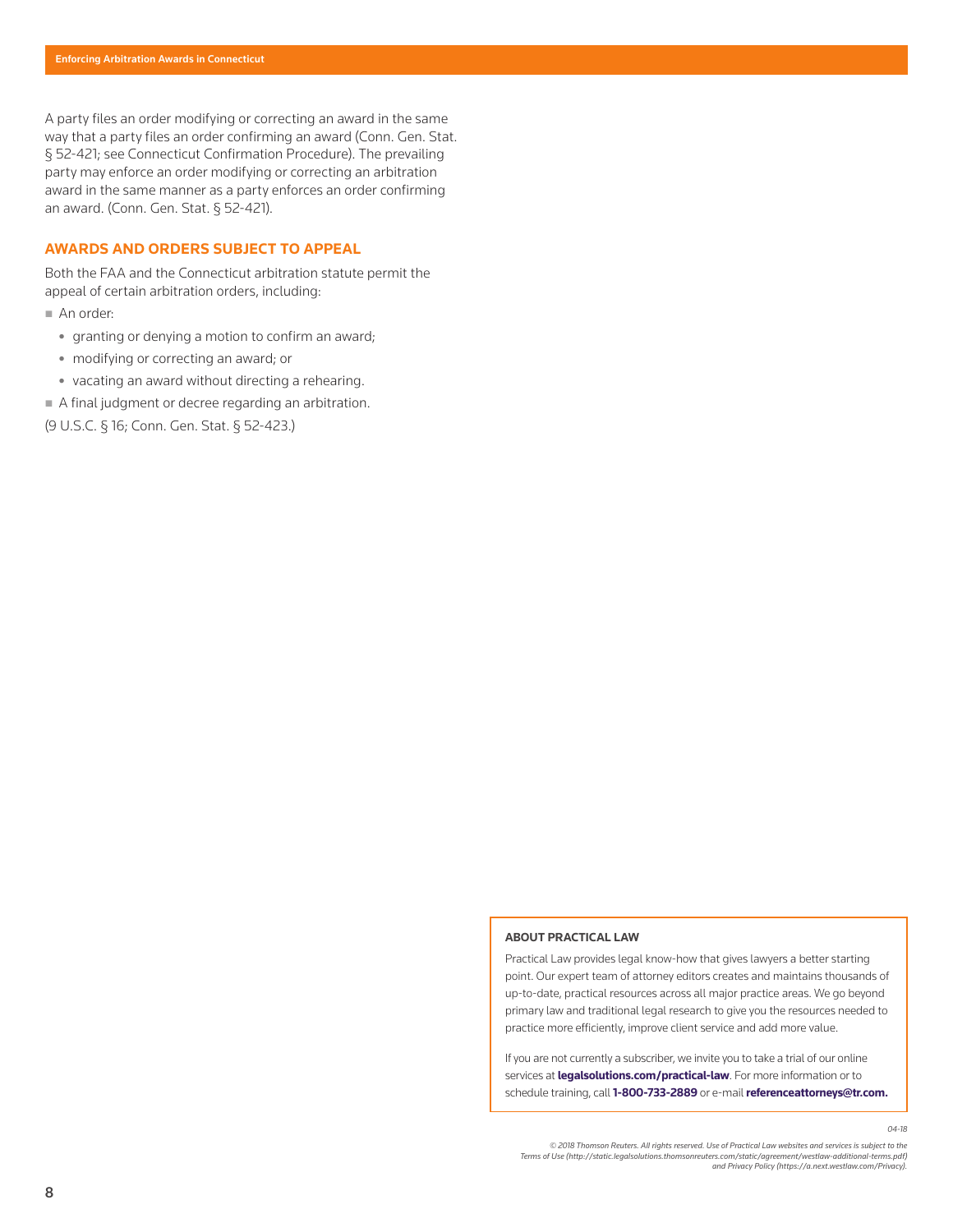A party files an order modifying or correcting an award in the same way that a party files an order confirming an award (Conn. Gen. Stat. § 52-421; see Connecticut Confirmation Procedure). The prevailing party may enforce an order modifying or correcting an arbitration award in the same manner as a party enforces an order confirming an award. (Conn. Gen. Stat. § 52-421).

## AWARDS AND ORDERS SUBJECT TO APPEAL

Both the FAA and the Connecticut arbitration statute permit the appeal of certain arbitration orders, including:

- An order:
  - granting or denying a motion to confirm an award;
  - modifying or correcting an award; or
  - vacating an award without directing a rehearing.
- A final judgment or decree regarding an arbitration.

(9 U.S.C. § 16; Conn. Gen. Stat. § 52-423.)

**ABOUT PRACTICAL LAW**

Practical Law provides legal know-how that gives lawyers a better starting point. Our expert team of attorney editors creates and maintains thousands of up-to-date, practical resources across all major practice areas. We go beyond primary law and traditional legal research to give you the resources needed to practice more efficiently, improve client service and add more value.

If you are not currently a subscriber, we invite you to take a trial of our online services at **legalsolutions.com/practical-law**. For more information or to schedule training, call **1-800-733-2889** or e-mail **referenceattorneys@tr.com.**

*04-18*

*© 2018 Thomson Reuters. All rights reserved. Use of Practical Law websites and services is subject to the Terms of Use (http://static.legalsolutions.thomsonreuters.com/static/agreement/westlaw-additional-terms.pdf) and Privacy Policy (https://a.next.westlaw.com/Privacy).*